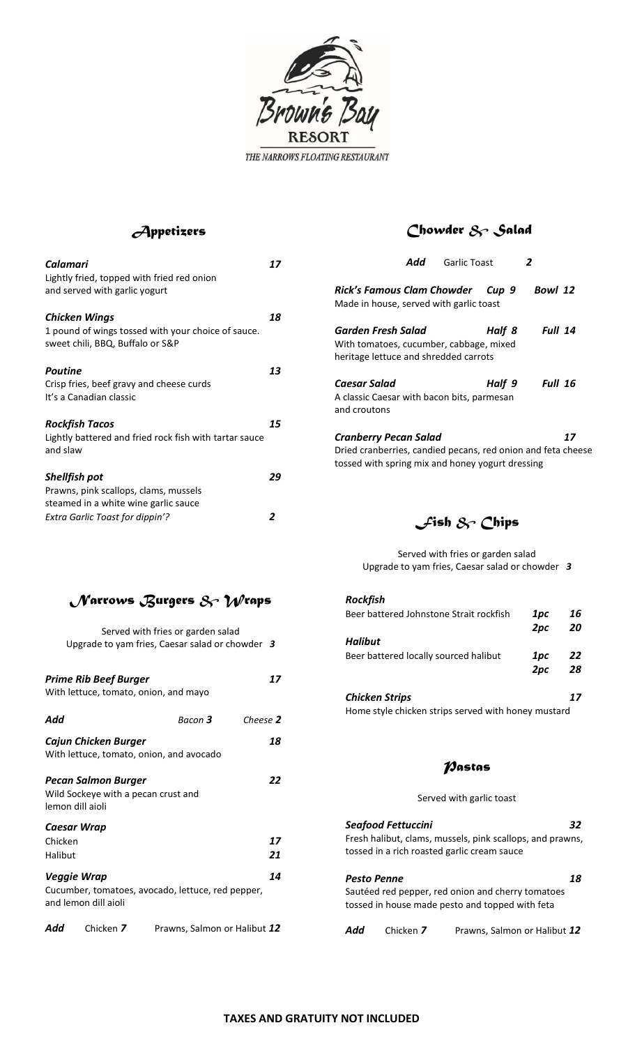Brown's Bay

RESORT

THE NARROWS FLOATING RESTAURANT

## Appetizers

***Calamari*** **17**
Lightly fried, topped with fried red onion and served with garlic yogurt

***Chicken Wings*** **18**
1 pound of wings tossed with your choice of sauce. sweet chili, BBQ, Buffalo or S&P

***Poutine*** **13**
Crisp fries, beef gravy and cheese curds
It's a Canadian classic

***Rockfish Tacos*** **15**
Lightly battered and fried rock fish with tartar sauce and slaw

***Shellfish pot*** **29**
Prawns, pink scallops, clams, mussels steamed in a white wine garlic sauce
*Extra Garlic Toast for dippin'?* **2**

## Narrows Burgers & Wraps

Served with fries or garden salad
Upgrade to yam fries, Caesar salad or chowder ***3***

***Prime Rib Beef Burger*** **17**
With lettuce, tomato, onion, and mayo

***Add*** Bacon ***3*** Cheese ***2***

***Cajun Chicken Burger*** **18**
With lettuce, tomato, onion, and avocado

***Pecan Salmon Burger*** **22**
Wild Sockeye with a pecan crust and lemon dill aioli

***Caesar Wrap***
Chicken **17**
Halibut **21**

***Veggie Wrap*** **14**
Cucumber, tomatoes, avocado, lettuce, red pepper, and lemon dill aioli

***Add*** Chicken ***7*** Prawns, Salmon or Halibut ***12***

## Chowder & Salad

***Add*** Garlic Toast ***2***

***Rick's Famous Clam Chowder*** ***Cup 9*** ***Bowl 12***
Made in house, served with garlic toast

***Garden Fresh Salad*** ***Half 8*** ***Full 14***
With tomatoes, cucumber, cabbage, mixed heritage lettuce and shredded carrots

***Caesar Salad*** ***Half 9*** ***Full 16***
A classic Caesar with bacon bits, parmesan and croutons

***Cranberry Pecan Salad*** **17**
Dried cranberries, candied pecans, red onion and feta cheese tossed with spring mix and honey yogurt dressing

## Fish & Chips

Served with fries or garden salad
Upgrade to yam fries, Caesar salad or chowder ***3***

***Rockfish***
Beer battered Johnstone Strait rockfish ***1pc*** ***16*** / ***2pc*** ***20***

***Halibut***
Beer battered locally sourced halibut ***1pc*** ***22*** / ***2pc*** ***28***

***Chicken Strips*** **17**
Home style chicken strips served with honey mustard

## Pastas

Served with garlic toast

***Seafood Fettuccini*** **32**
Fresh halibut, clams, mussels, pink scallops, and prawns, tossed in a rich roasted garlic cream sauce

***Pesto Penne*** **18**
Sautéed red pepper, red onion and cherry tomatoes tossed in house made pesto and topped with feta

***Add*** Chicken ***7*** Prawns, Salmon or Halibut ***12***

**TAXES AND GRATUITY NOT INCLUDED**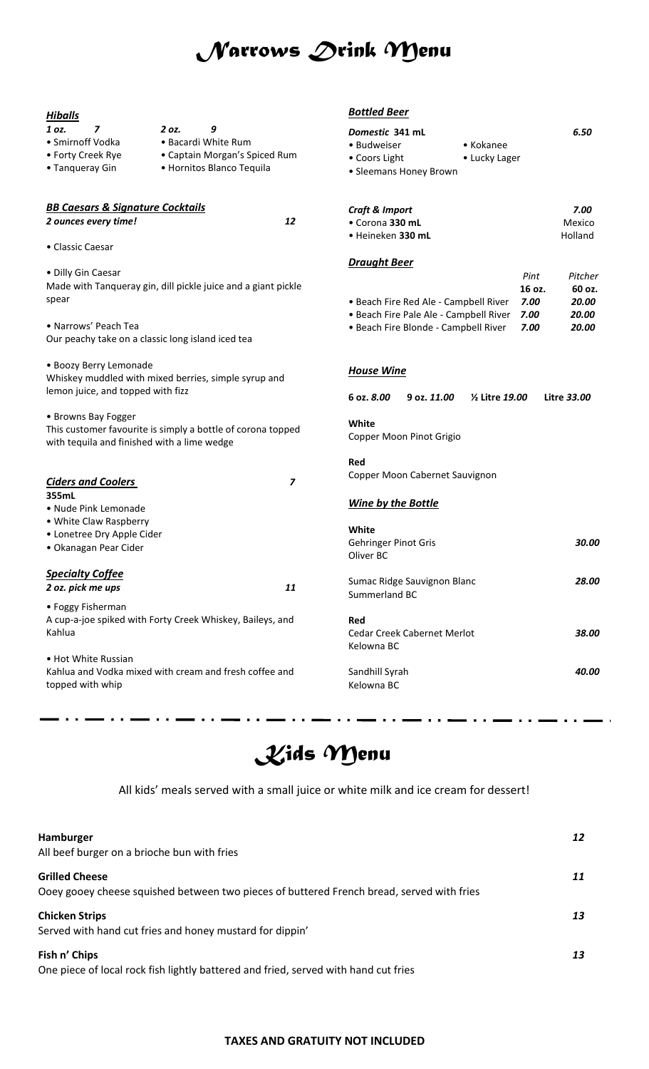# Narrows Drink Menu

## *Hiballs*

***1 oz.*** ***7***

- Smirnoff Vodka
- Forty Creek Rye
- Tanqueray Gin

***2 oz.*** ***9***

- Bacardi White Rum
- Captain Morgan's Spiced Rum
- Hornitos Blanco Tequila

## *BB Caesars & Signature Cocktails*

***2 ounces every time!*** ***12***

- Classic Caesar

- Dilly Gin Caesar
Made with Tanqueray gin, dill pickle juice and a giant pickle spear

- Narrows' Peach Tea
Our peachy take on a classic long island iced tea

- Boozy Berry Lemonade
Whiskey muddled with mixed berries, simple syrup and lemon juice, and topped with fizz

- Browns Bay Fogger
This customer favourite is simply a bottle of corona topped with tequila and finished with a lime wedge

## *Ciders and Coolers* ***7***

**355mL**

- Nude Pink Lemonade
- White Claw Raspberry
- Lonetree Dry Apple Cider
- Okanagan Pear Cider

## *Specialty Coffee*

***2 oz. pick me ups*** ***11***

- Foggy Fisherman
A cup-a-joe spiked with Forty Creek Whiskey, Baileys, and Kahlua

- Hot White Russian
Kahlua and Vodka mixed with cream and fresh coffee and topped with whip

## *Bottled Beer*

***Domestic* 341 mL** ***6.50***

- Budweiser
- Kokanee
- Coors Light
- Lucky Lager
- Sleemans Honey Brown

***Craft & Import*** ***7.00***

- Corona **330 mL** — Mexico
- Heineken **330 mL** — Holland

## *Draught Beer*

| | *Pint* 16 oz. | *Pitcher* 60 oz. |
|---|---|---|
| • Beach Fire Red Ale - Campbell River | ***7.00*** | ***20.00*** |
| • Beach Fire Pale Ale - Campbell River | ***7.00*** | ***20.00*** |
| • Beach Fire Blonde - Campbell River | ***7.00*** | ***20.00*** |

## *House Wine*

**6 oz.** *8.00* **9 oz.** *11.00* **½ Litre** *19.00* **Litre** *33.00*

**White**
Copper Moon Pinot Grigio

**Red**
Copper Moon Cabernet Sauvignon

## *Wine by the Bottle*

**White**

Gehringer Pinot Gris ***30.00***
Oliver BC

Sumac Ridge Sauvignon Blanc ***28.00***
Summerland BC

**Red**

Cedar Creek Cabernet Merlot ***38.00***
Kelowna BC

Sandhill Syrah ***40.00***
Kelowna BC

# Kids Menu

All kids' meals served with a small juice or white milk and ice cream for dessert!

**Hamburger** ***12***
All beef burger on a brioche bun with fries

**Grilled Cheese** ***11***
Ooey gooey cheese squished between two pieces of buttered French bread, served with fries

**Chicken Strips** ***13***
Served with hand cut fries and honey mustard for dippin'

**Fish n' Chips** ***13***
One piece of local rock fish lightly battered and fried, served with hand cut fries

**TAXES AND GRATUITY NOT INCLUDED**